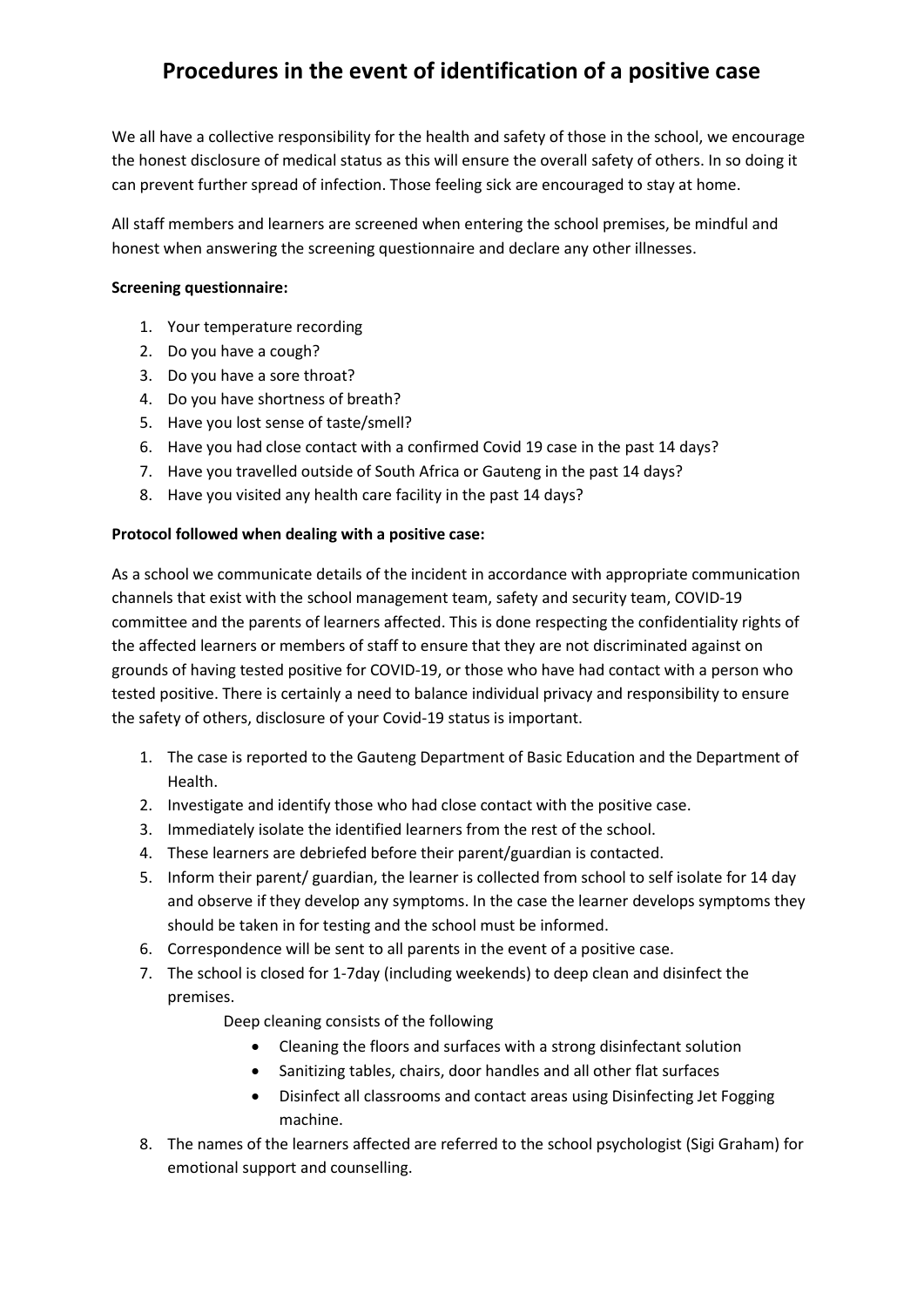# Procedures in the event of identification of a positive case

We all have a collective responsibility for the health and safety of those in the school, we encourage the honest disclosure of medical status as this will ensure the overall safety of others. In so doing it can prevent further spread of infection. Those feeling sick are encouraged to stay at home.

All staff members and learners are screened when entering the school premises, be mindful and honest when answering the screening questionnaire and declare any other illnesses.

**Screening questionnaire:**

1. Your temperature recording
2. Do you have a cough?
3. Do you have a sore throat?
4. Do you have shortness of breath?
5. Have you lost sense of taste/smell?
6. Have you had close contact with a confirmed Covid 19 case in the past 14 days?
7. Have you travelled outside of South Africa or Gauteng in the past 14 days?
8. Have you visited any health care facility in the past 14 days?

**Protocol followed when dealing with a positive case:**

As a school we communicate details of the incident in accordance with appropriate communication channels that exist with the school management team, safety and security team, COVID-19 committee and the parents of learners affected. This is done respecting the confidentiality rights of the affected learners or members of staff to ensure that they are not discriminated against on grounds of having tested positive for COVID-19, or those who have had contact with a person who tested positive. There is certainly a need to balance individual privacy and responsibility to ensure the safety of others, disclosure of your Covid-19 status is important.

1. The case is reported to the Gauteng Department of Basic Education and the Department of Health.
2. Investigate and identify those who had close contact with the positive case.
3. Immediately isolate the identified learners from the rest of the school.
4. These learners are debriefed before their parent/guardian is contacted.
5. Inform their parent/ guardian, the learner is collected from school to self isolate for 14 day and observe if they develop any symptoms. In the case the learner develops symptoms they should be taken in for testing and the school must be informed.
6. Correspondence will be sent to all parents in the event of a positive case.
7. The school is closed for 1-7day (including weekends) to deep clean and disinfect the premises.

   Deep cleaning consists of the following

   - Cleaning the floors and surfaces with a strong disinfectant solution
   - Sanitizing tables, chairs, door handles and all other flat surfaces
   - Disinfect all classrooms and contact areas using Disinfecting Jet Fogging machine.
8. The names of the learners affected are referred to the school psychologist (Sigi Graham) for emotional support and counselling.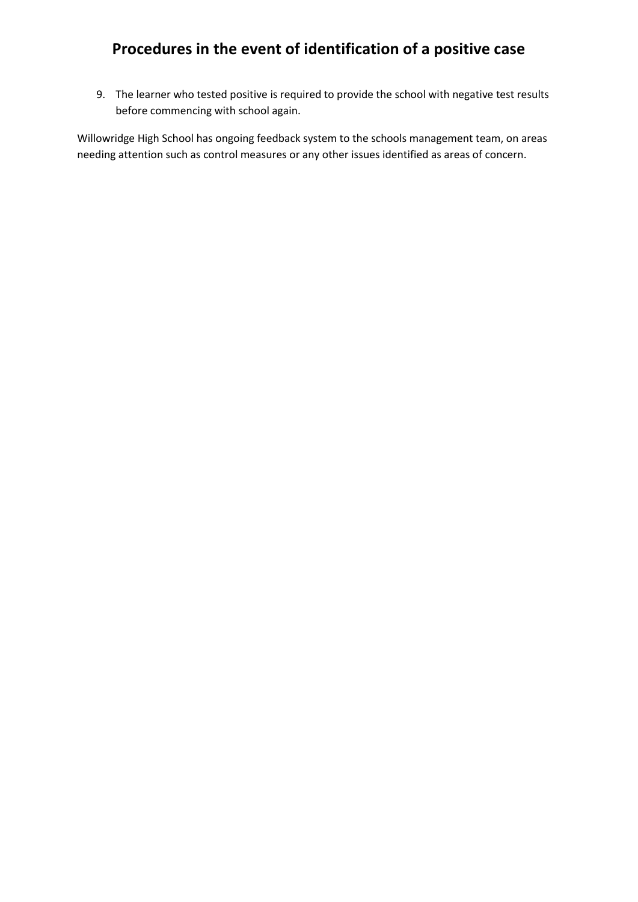# Procedures in the event of identification of a positive case

9. The learner who tested positive is required to provide the school with negative test results before commencing with school again.

Willowridge High School has ongoing feedback system to the schools management team, on areas needing attention such as control measures or any other issues identified as areas of concern.